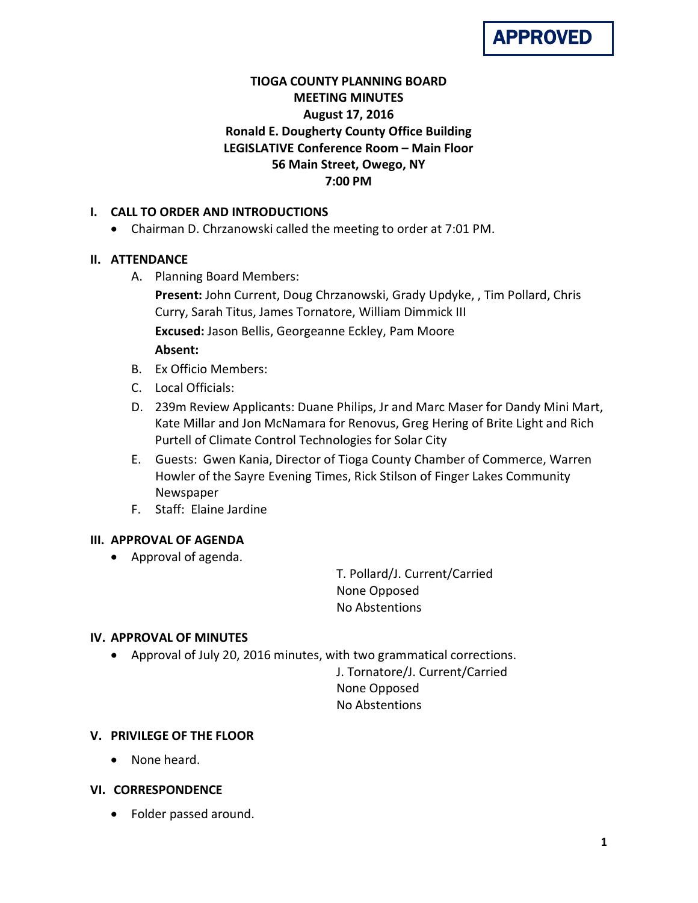**APPROVED**

# TIOGA COUNTY PLANNING BOARD
## MEETING MINUTES
### August 17, 2016
### Ronald E. Dougherty County Office Building
### LEGISLATIVE Conference Room – Main Floor
### 56 Main Street, Owego, NY
### 7:00 PM

## I. CALL TO ORDER AND INTRODUCTIONS

- Chairman D. Chrzanowski called the meeting to order at 7:01 PM.

## II. ATTENDANCE

A. Planning Board Members:

**Present:** John Current, Doug Chrzanowski, Grady Updyke, , Tim Pollard, Chris Curry, Sarah Titus, James Tornatore, William Dimmick III

**Excused:** Jason Bellis, Georgeanne Eckley, Pam Moore

**Absent:**

B. Ex Officio Members:

C. Local Officials:

D. 239m Review Applicants: Duane Philips, Jr and Marc Maser for Dandy Mini Mart, Kate Millar and Jon McNamara for Renovus, Greg Hering of Brite Light and Rich Purtell of Climate Control Technologies for Solar City

E. Guests: Gwen Kania, Director of Tioga County Chamber of Commerce, Warren Howler of the Sayre Evening Times, Rick Stilson of Finger Lakes Community Newspaper

F. Staff: Elaine Jardine

## III. APPROVAL OF AGENDA

- Approval of agenda.

T. Pollard/J. Current/Carried
None Opposed
No Abstentions

## IV. APPROVAL OF MINUTES

- Approval of July 20, 2016 minutes, with two grammatical corrections.

J. Tornatore/J. Current/Carried
None Opposed
No Abstentions

## V. PRIVILEGE OF THE FLOOR

- None heard.

## VI. CORRESPONDENCE

- Folder passed around.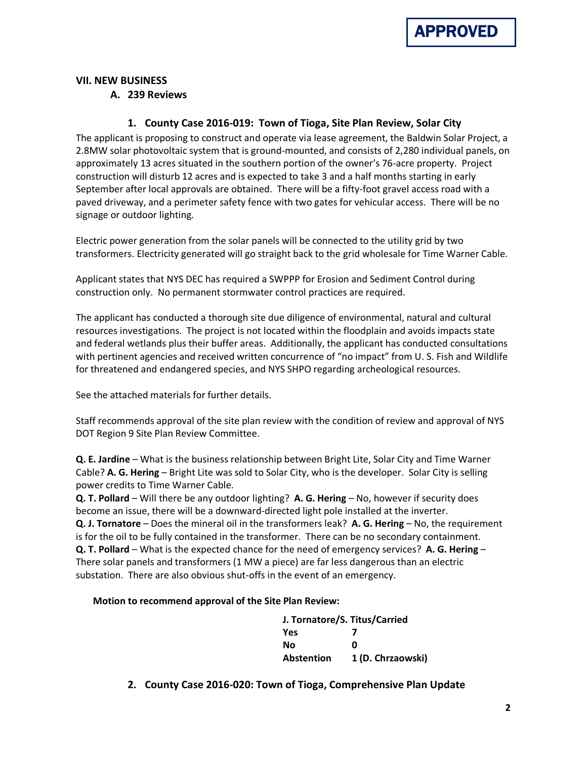**APPROVED**

## VII. NEW BUSINESS

### A. 239 Reviews

#### 1. County Case 2016-019: Town of Tioga, Site Plan Review, Solar City

The applicant is proposing to construct and operate via lease agreement, the Baldwin Solar Project, a 2.8MW solar photovoltaic system that is ground-mounted, and consists of 2,280 individual panels, on approximately 13 acres situated in the southern portion of the owner's 76-acre property. Project construction will disturb 12 acres and is expected to take 3 and a half months starting in early September after local approvals are obtained. There will be a fifty-foot gravel access road with a paved driveway, and a perimeter safety fence with two gates for vehicular access. There will be no signage or outdoor lighting.

Electric power generation from the solar panels will be connected to the utility grid by two transformers. Electricity generated will go straight back to the grid wholesale for Time Warner Cable.

Applicant states that NYS DEC has required a SWPPP for Erosion and Sediment Control during construction only. No permanent stormwater control practices are required.

The applicant has conducted a thorough site due diligence of environmental, natural and cultural resources investigations. The project is not located within the floodplain and avoids impacts state and federal wetlands plus their buffer areas. Additionally, the applicant has conducted consultations with pertinent agencies and received written concurrence of "no impact" from U. S. Fish and Wildlife for threatened and endangered species, and NYS SHPO regarding archeological resources.

See the attached materials for further details.

Staff recommends approval of the site plan review with the condition of review and approval of NYS DOT Region 9 Site Plan Review Committee.

**Q. E. Jardine** – What is the business relationship between Bright Lite, Solar City and Time Warner Cable? **A. G. Hering** – Bright Lite was sold to Solar City, who is the developer. Solar City is selling power credits to Time Warner Cable.
**Q. T. Pollard** – Will there be any outdoor lighting? **A. G. Hering** – No, however if security does become an issue, there will be a downward-directed light pole installed at the inverter.
**Q. J. Tornatore** – Does the mineral oil in the transformers leak? **A. G. Hering** – No, the requirement is for the oil to be fully contained in the transformer. There can be no secondary containment.
**Q. T. Pollard** – What is the expected chance for the need of emergency services? **A. G. Hering** – There solar panels and transformers (1 MW a piece) are far less dangerous than an electric substation. There are also obvious shut-offs in the event of an emergency.

**Motion to recommend approval of the Site Plan Review:**

| J. Tornatore/S. Titus/Carried | |
|---|---|
| **Yes** | **7** |
| **No** | **0** |
| **Abstention** | **1 (D. Chrzaowski)** |

#### 2. County Case 2016-020: Town of Tioga, Comprehensive Plan Update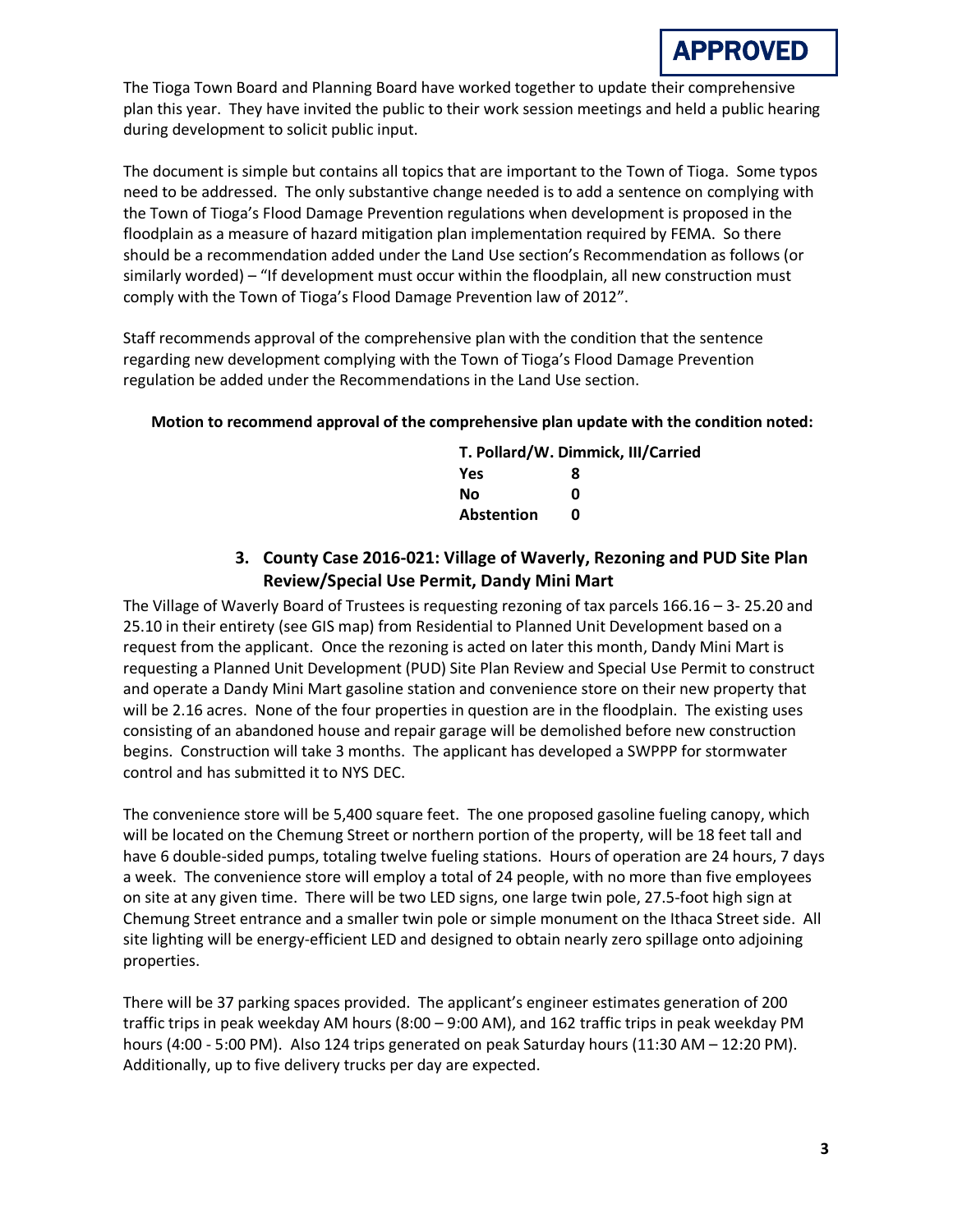**APPROVED**

The Tioga Town Board and Planning Board have worked together to update their comprehensive plan this year. They have invited the public to their work session meetings and held a public hearing during development to solicit public input.

The document is simple but contains all topics that are important to the Town of Tioga. Some typos need to be addressed. The only substantive change needed is to add a sentence on complying with the Town of Tioga's Flood Damage Prevention regulations when development is proposed in the floodplain as a measure of hazard mitigation plan implementation required by FEMA. So there should be a recommendation added under the Land Use section's Recommendation as follows (or similarly worded) – "If development must occur within the floodplain, all new construction must comply with the Town of Tioga's Flood Damage Prevention law of 2012".

Staff recommends approval of the comprehensive plan with the condition that the sentence regarding new development complying with the Town of Tioga's Flood Damage Prevention regulation be added under the Recommendations in the Land Use section.

**Motion to recommend approval of the comprehensive plan update with the condition noted:**

**T. Pollard/W. Dimmick, III/Carried**

| | |
|---|---|
| **Yes** | **8** |
| **No** | **0** |
| **Abstention** | **0** |

### 3. County Case 2016-021: Village of Waverly, Rezoning and PUD Site Plan Review/Special Use Permit, Dandy Mini Mart

The Village of Waverly Board of Trustees is requesting rezoning of tax parcels 166.16 – 3- 25.20 and 25.10 in their entirety (see GIS map) from Residential to Planned Unit Development based on a request from the applicant. Once the rezoning is acted on later this month, Dandy Mini Mart is requesting a Planned Unit Development (PUD) Site Plan Review and Special Use Permit to construct and operate a Dandy Mini Mart gasoline station and convenience store on their new property that will be 2.16 acres. None of the four properties in question are in the floodplain. The existing uses consisting of an abandoned house and repair garage will be demolished before new construction begins. Construction will take 3 months. The applicant has developed a SWPPP for stormwater control and has submitted it to NYS DEC.

The convenience store will be 5,400 square feet. The one proposed gasoline fueling canopy, which will be located on the Chemung Street or northern portion of the property, will be 18 feet tall and have 6 double-sided pumps, totaling twelve fueling stations. Hours of operation are 24 hours, 7 days a week. The convenience store will employ a total of 24 people, with no more than five employees on site at any given time. There will be two LED signs, one large twin pole, 27.5-foot high sign at Chemung Street entrance and a smaller twin pole or simple monument on the Ithaca Street side. All site lighting will be energy-efficient LED and designed to obtain nearly zero spillage onto adjoining properties.

There will be 37 parking spaces provided. The applicant's engineer estimates generation of 200 traffic trips in peak weekday AM hours (8:00 – 9:00 AM), and 162 traffic trips in peak weekday PM hours (4:00 - 5:00 PM). Also 124 trips generated on peak Saturday hours (11:30 AM – 12:20 PM). Additionally, up to five delivery trucks per day are expected.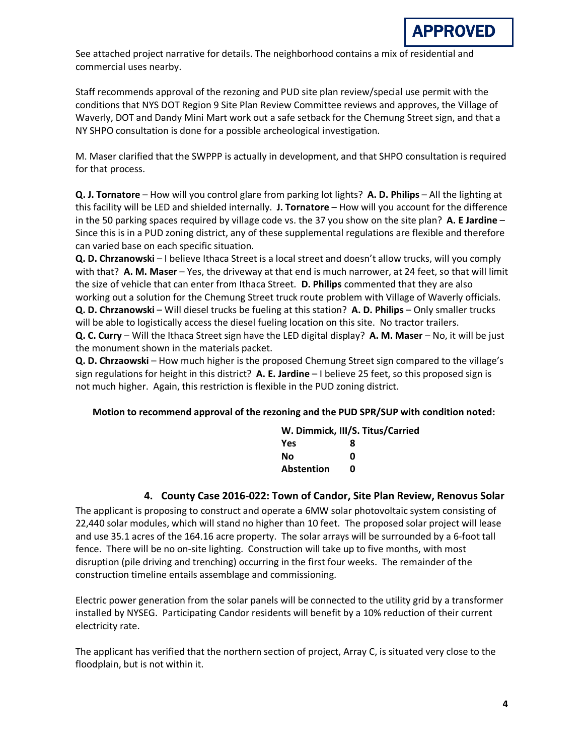**APPROVED**

See attached project narrative for details. The neighborhood contains a mix of residential and commercial uses nearby.

Staff recommends approval of the rezoning and PUD site plan review/special use permit with the conditions that NYS DOT Region 9 Site Plan Review Committee reviews and approves, the Village of Waverly, DOT and Dandy Mini Mart work out a safe setback for the Chemung Street sign, and that a NY SHPO consultation is done for a possible archeological investigation.

M. Maser clarified that the SWPPP is actually in development, and that SHPO consultation is required for that process.

**Q. J. Tornatore** – How will you control glare from parking lot lights? **A. D. Philips** – All the lighting at this facility will be LED and shielded internally. **J. Tornatore** – How will you account for the difference in the 50 parking spaces required by village code vs. the 37 you show on the site plan? **A. E Jardine** – Since this is in a PUD zoning district, any of these supplemental regulations are flexible and therefore can varied base on each specific situation.

**Q. D. Chrzanowski** – I believe Ithaca Street is a local street and doesn't allow trucks, will you comply with that? **A. M. Maser** – Yes, the driveway at that end is much narrower, at 24 feet, so that will limit the size of vehicle that can enter from Ithaca Street. **D. Philips** commented that they are also working out a solution for the Chemung Street truck route problem with Village of Waverly officials.

**Q. D. Chrzanowski** – Will diesel trucks be fueling at this station? **A. D. Philips** – Only smaller trucks will be able to logistically access the diesel fueling location on this site. No tractor trailers.

**Q. C. Curry** – Will the Ithaca Street sign have the LED digital display? **A. M. Maser** – No, it will be just the monument shown in the materials packet.

**Q. D. Chrzaowski** – How much higher is the proposed Chemung Street sign compared to the village's sign regulations for height in this district? **A. E. Jardine** – I believe 25 feet, so this proposed sign is not much higher. Again, this restriction is flexible in the PUD zoning district.

**Motion to recommend approval of the rezoning and the PUD SPR/SUP with condition noted:**

**W. Dimmick, III/S. Titus/Carried**

| | |
|---|---|
| **Yes** | **8** |
| **No** | **0** |
| **Abstention** | **0** |

### 4. County Case 2016-022: Town of Candor, Site Plan Review, Renovus Solar

The applicant is proposing to construct and operate a 6MW solar photovoltaic system consisting of 22,440 solar modules, which will stand no higher than 10 feet. The proposed solar project will lease and use 35.1 acres of the 164.16 acre property. The solar arrays will be surrounded by a 6-foot tall fence. There will be no on-site lighting. Construction will take up to five months, with most disruption (pile driving and trenching) occurring in the first four weeks. The remainder of the construction timeline entails assemblage and commissioning.

Electric power generation from the solar panels will be connected to the utility grid by a transformer installed by NYSEG. Participating Candor residents will benefit by a 10% reduction of their current electricity rate.

The applicant has verified that the northern section of project, Array C, is situated very close to the floodplain, but is not within it.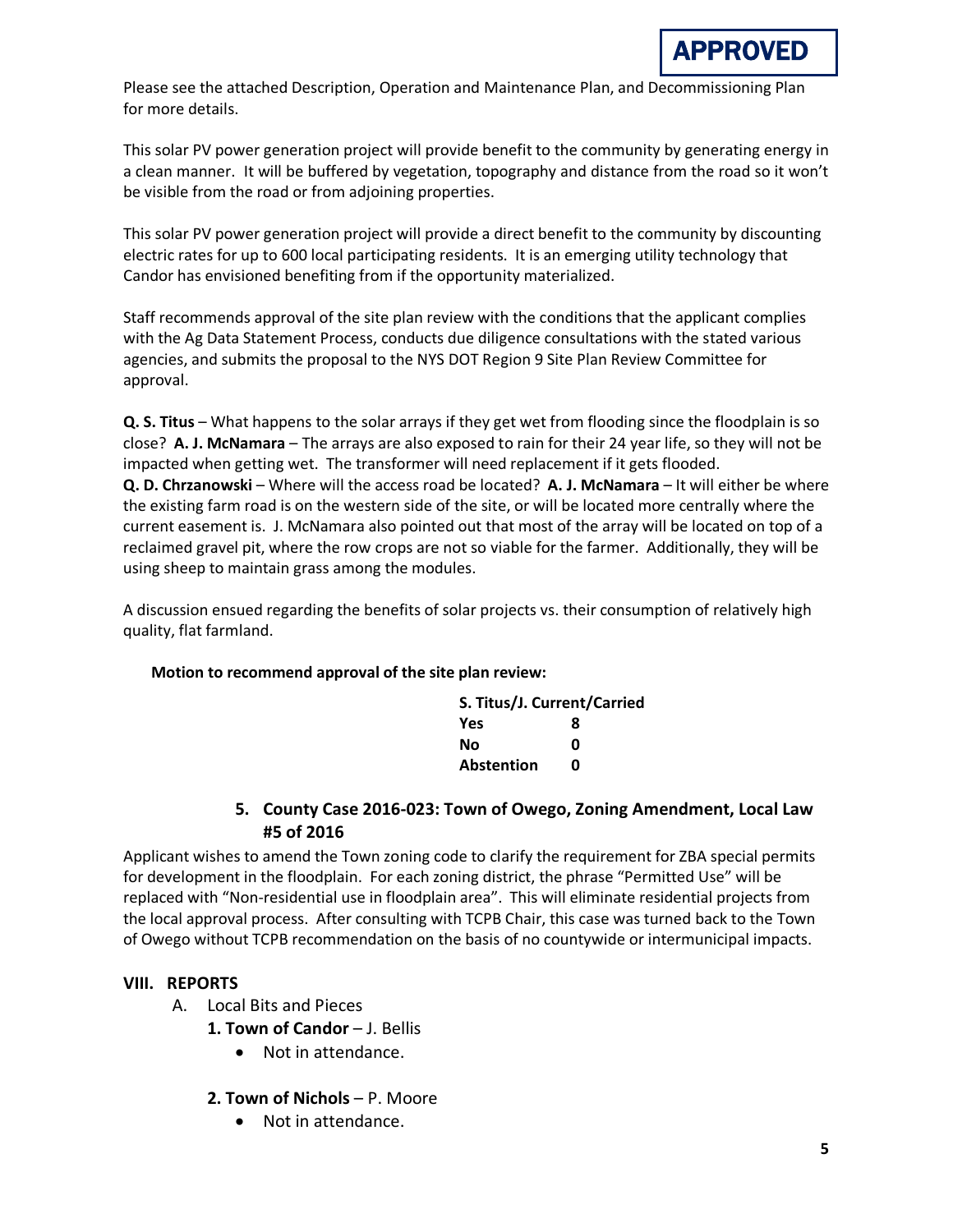**APPROVED**

Please see the attached Description, Operation and Maintenance Plan, and Decommissioning Plan for more details.

This solar PV power generation project will provide benefit to the community by generating energy in a clean manner. It will be buffered by vegetation, topography and distance from the road so it won't be visible from the road or from adjoining properties.

This solar PV power generation project will provide a direct benefit to the community by discounting electric rates for up to 600 local participating residents. It is an emerging utility technology that Candor has envisioned benefiting from if the opportunity materialized.

Staff recommends approval of the site plan review with the conditions that the applicant complies with the Ag Data Statement Process, conducts due diligence consultations with the stated various agencies, and submits the proposal to the NYS DOT Region 9 Site Plan Review Committee for approval.

**Q. S. Titus** – What happens to the solar arrays if they get wet from flooding since the floodplain is so close? **A. J. McNamara** – The arrays are also exposed to rain for their 24 year life, so they will not be impacted when getting wet. The transformer will need replacement if it gets flooded.
**Q. D. Chrzanowski** – Where will the access road be located? **A. J. McNamara** – It will either be where the existing farm road is on the western side of the site, or will be located more centrally where the current easement is. J. McNamara also pointed out that most of the array will be located on top of a reclaimed gravel pit, where the row crops are not so viable for the farmer. Additionally, they will be using sheep to maintain grass among the modules.

A discussion ensued regarding the benefits of solar projects vs. their consumption of relatively high quality, flat farmland.

**Motion to recommend approval of the site plan review:**

| **S. Titus/J. Current/Carried** | |
|---|---|
| **Yes** | **8** |
| **No** | **0** |
| **Abstention** | **0** |

### 5. County Case 2016-023: Town of Owego, Zoning Amendment, Local Law #5 of 2016

Applicant wishes to amend the Town zoning code to clarify the requirement for ZBA special permits for development in the floodplain. For each zoning district, the phrase "Permitted Use" will be replaced with "Non-residential use in floodplain area". This will eliminate residential projects from the local approval process. After consulting with TCPB Chair, this case was turned back to the Town of Owego without TCPB recommendation on the basis of no countywide or intermunicipal impacts.

## VIII. REPORTS

A. Local Bits and Pieces

**1. Town of Candor** – J. Bellis

- Not in attendance.

**2. Town of Nichols** – P. Moore

- Not in attendance.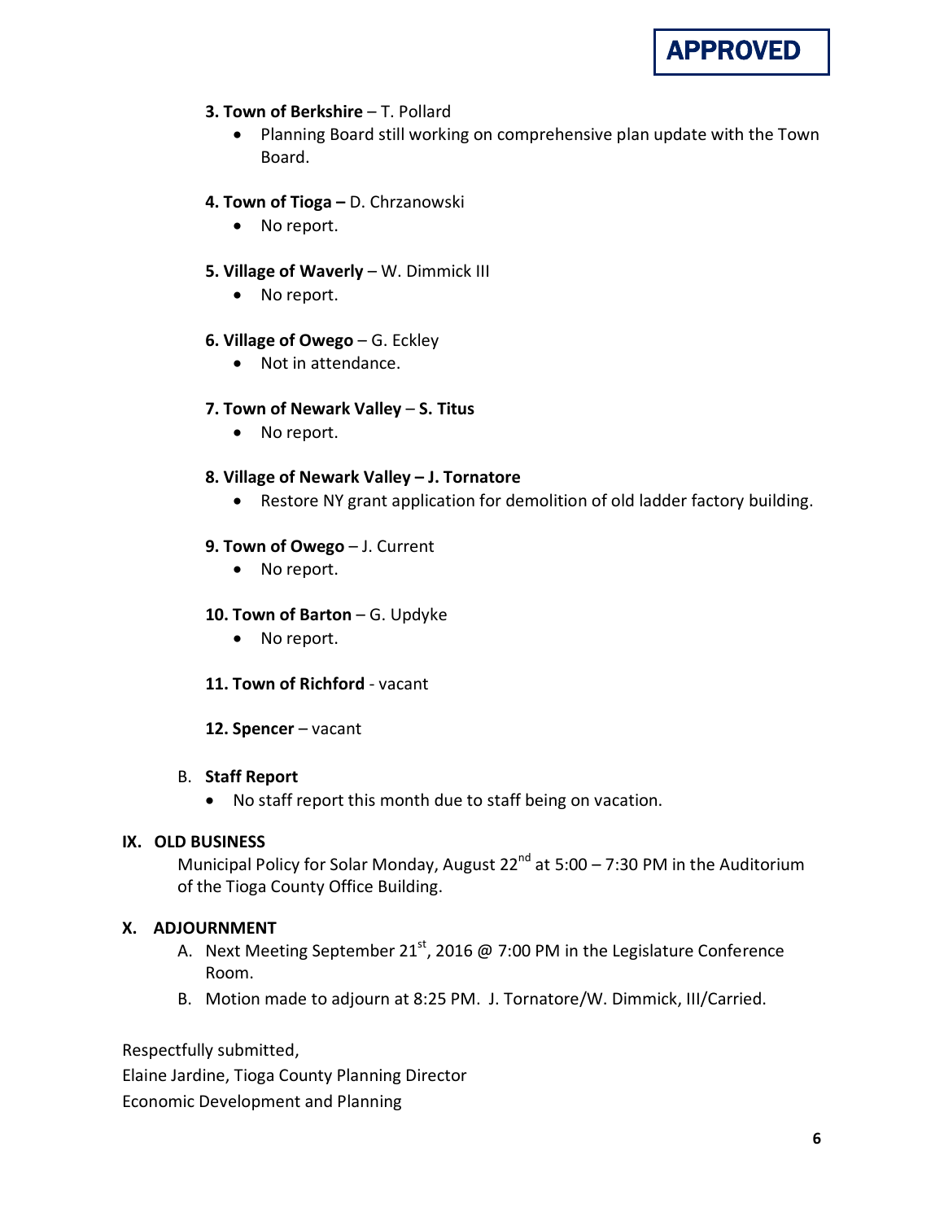**APPROVED**

**3. Town of Berkshire** – T. Pollard

- Planning Board still working on comprehensive plan update with the Town Board.

**4. Town of Tioga –** D. Chrzanowski

- No report.

**5. Village of Waverly** – W. Dimmick III

- No report.

**6. Village of Owego** – G. Eckley

- Not in attendance.

**7. Town of Newark Valley** – **S. Titus**

- No report.

**8. Village of Newark Valley – J. Tornatore**

- Restore NY grant application for demolition of old ladder factory building.

**9. Town of Owego** – J. Current

- No report.

**10. Town of Barton** – G. Updyke

- No report.

**11. Town of Richford** - vacant

**12. Spencer** – vacant

B. **Staff Report**

- No staff report this month due to staff being on vacation.

## IX. OLD BUSINESS

Municipal Policy for Solar Monday, August 22nd at 5:00 – 7:30 PM in the Auditorium of the Tioga County Office Building.

## X. ADJOURNMENT

A. Next Meeting September 21st, 2016 @ 7:00 PM in the Legislature Conference Room.

B. Motion made to adjourn at 8:25 PM. J. Tornatore/W. Dimmick, III/Carried.

Respectfully submitted,

Elaine Jardine, Tioga County Planning Director

Economic Development and Planning